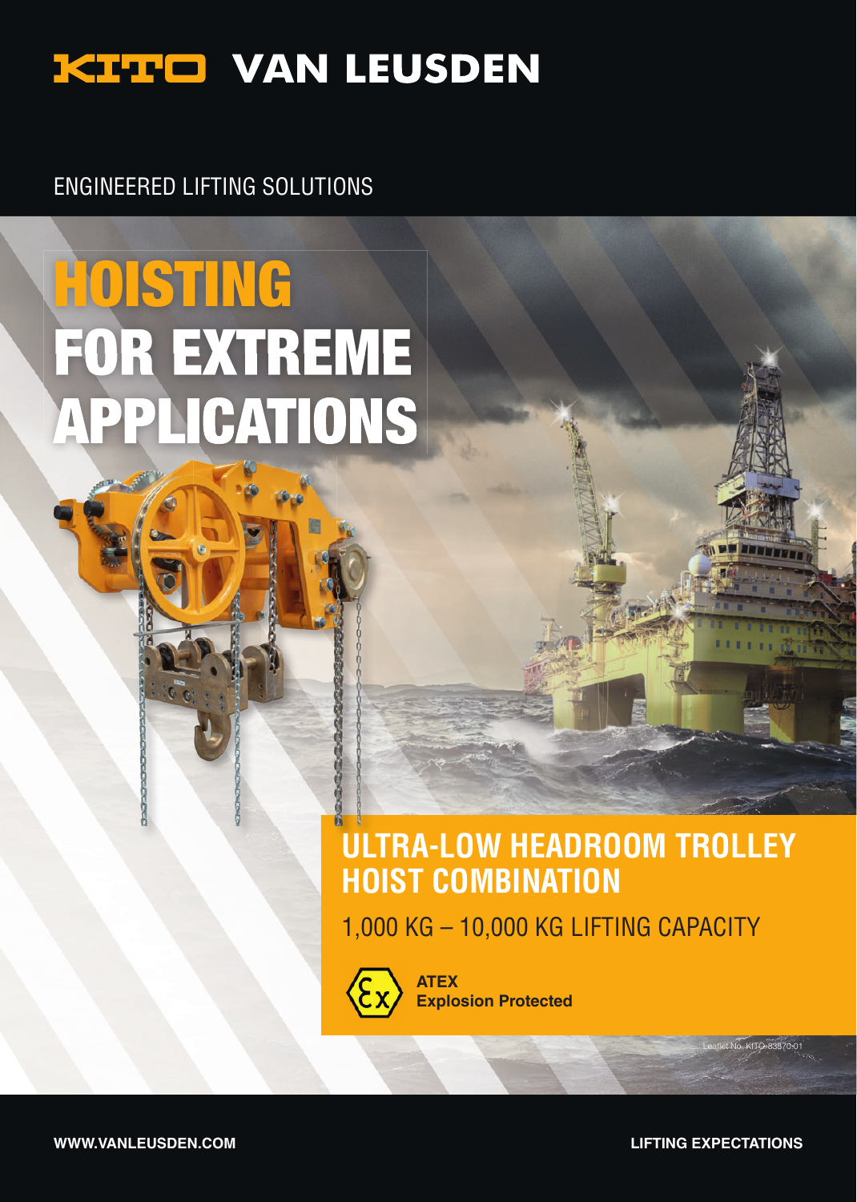# KITO VAN LEUSDEN

ENGINEERED LIFTING SOLUTIONS

# HOISTING FOR EXTREME APPLICATIONS

## ULTRA-LOW HEADROOM TROLLEY HOIST COMBINATION

1,000 KG – 10,000 KG LIFTING CAPACITY

**ATEX**
**Explosion Protected**

Leaflet No. KITO-83870-01

WWW.VANLEUSDEN.COM

LIFTING EXPECTATIONS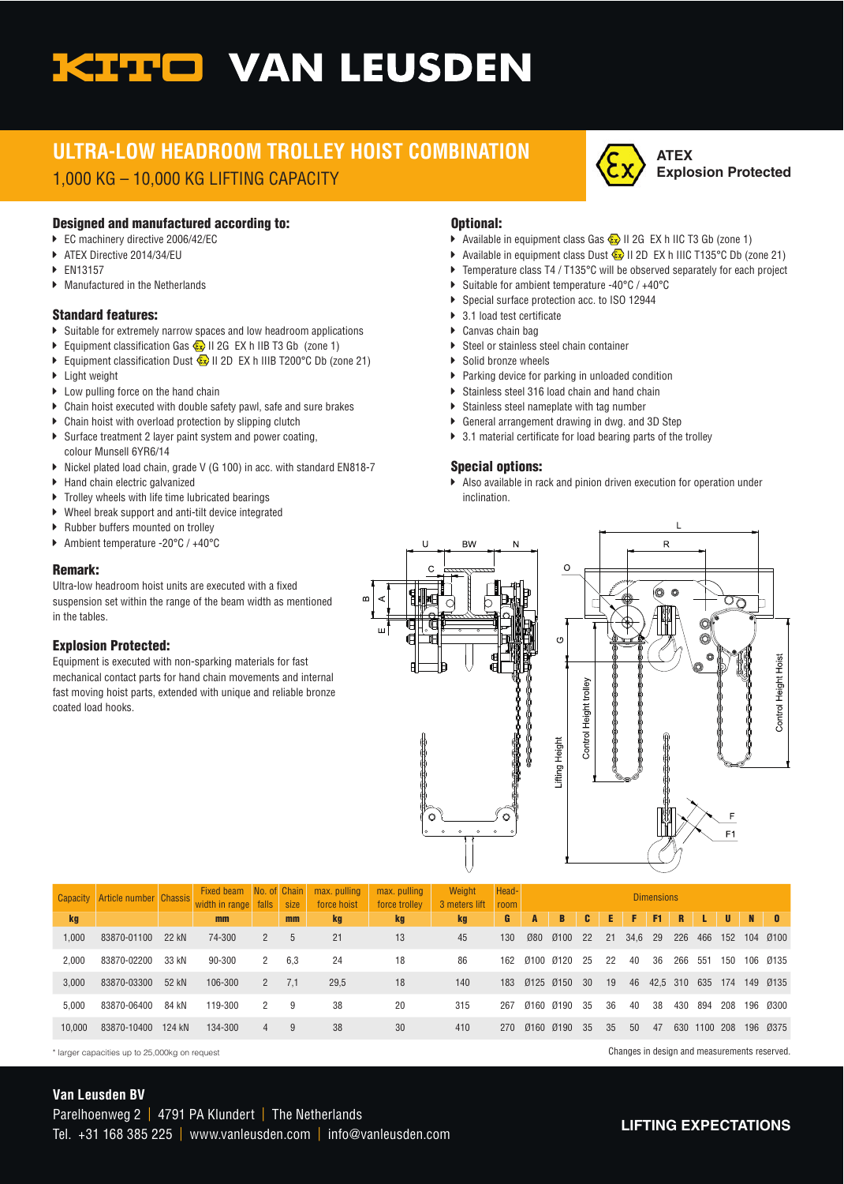# KITO VAN LEUSDEN

## ULTRA-LOW HEADROOM TROLLEY HOIST COMBINATION

1,000 KG – 10,000 KG LIFTING CAPACITY

**ATEX**
**Explosion Protected**

### Designed and manufactured according to:

- EC machinery directive 2006/42/EC
- ATEX Directive 2014/34/EU
- EN13157
- Manufactured in the Netherlands

### Standard features:

- Suitable for extremely narrow spaces and low headroom applications
- Equipment classification Gas Ex II 2G EX h IIB T3 Gb (zone 1)
- Equipment classification Dust Ex II 2D EX h IIIB T200°C Db (zone 21)
- Light weight
- Low pulling force on the hand chain
- Chain hoist executed with double safety pawl, safe and sure brakes
- Chain hoist with overload protection by slipping clutch
- Surface treatment 2 layer paint system and power coating, colour Munsell 6YR6/14
- Nickel plated load chain, grade V (G 100) in acc. with standard EN818-7
- Hand chain electric galvanized
- Trolley wheels with life time lubricated bearings
- Wheel break support and anti-tilt device integrated
- Rubber buffers mounted on trolley
- Ambient temperature -20°C / +40°C

### Remark:

Ultra-low headroom hoist units are executed with a fixed suspension set within the range of the beam width as mentioned in the tables.

### Explosion Protected:

Equipment is executed with non-sparking materials for fast mechanical contact parts for hand chain movements and internal fast moving hoist parts, extended with unique and reliable bronze coated load hooks.

### Optional:

- Available in equipment class Gas Ex II 2G EX h IIC T3 Gb (zone 1)
- Available in equipment class Dust Ex II 2D EX h IIIC T135°C Db (zone 21)
- Temperature class T4 / T135°C will be observed separately for each project
- Suitable for ambient temperature -40°C / +40°C
- Special surface protection acc. to ISO 12944
- 3.1 load test certificate
- Canvas chain bag
- Steel or stainless steel chain container
- Solid bronze wheels
- Parking device for parking in unloaded condition
- Stainless steel 316 load chain and hand chain
- Stainless steel nameplate with tag number
- General arrangement drawing in dwg. and 3D Step
- 3.1 material certificate for load bearing parts of the trolley

### Special options:

- Also available in rack and pinion driven execution for operation under inclination.

U BW N C B A E O L R G Lifting Height Control Height trolley Control Height Hoist F F1

| Capacity | Article number | Chassis | Fixed beam width in range | No. of falls | Chain size | max. pulling force hoist | max. pulling force trolley | Weight 3 meters lift | Head-room | Dimensions | | | | | | | | | | | | |
|---|---|---|---|---|---|---|---|---|---|---|---|---|---|---|---|---|---|---|---|---|---|---|
| kg | | | mm | | mm | kg | kg | kg | G | A | B | C | E | F | F1 | R | L | U | N | O | | |
| 1,000 | 83870-01100 | 22 kN | 74-300 | 2 | 5 | 21 | 13 | 45 | 130 | Ø80 | Ø100 | 22 | 21 | 34,6 | 29 | 226 | 466 | 152 | 104 | Ø100 | | |
| 2,000 | 83870-02200 | 33 kN | 90-300 | 2 | 6,3 | 24 | 18 | 86 | 162 | Ø100 | Ø120 | 25 | 22 | 40 | 36 | 266 | 551 | 150 | 106 | Ø135 | | |
| 3,000 | 83870-03300 | 52 kN | 106-300 | 2 | 7,1 | 29,5 | 18 | 140 | 183 | Ø125 | Ø150 | 30 | 19 | 46 | 42,5 | 310 | 635 | 174 | 149 | Ø135 | | |
| 5,000 | 83870-06400 | 84 kN | 119-300 | 2 | 9 | 38 | 20 | 315 | 267 | Ø160 | Ø190 | 35 | 36 | 40 | 38 | 430 | 894 | 208 | 196 | Ø300 | | |
| 10,000 | 83870-10400 | 124 kN | 134-300 | 4 | 9 | 38 | 30 | 410 | 270 | Ø160 | Ø190 | 35 | 35 | 50 | 47 | 630 | 1100 | 208 | 196 | Ø375 | | |

\* larger capacities up to 25,000kg on request

Changes in design and measurements reserved.

**Van Leusden BV**
Parelhoenweg 2 | 4791 PA Klundert | The Netherlands
Tel. +31 168 385 225 | www.vanleusden.com | info@vanleusden.com

**LIFTING EXPECTATIONS**